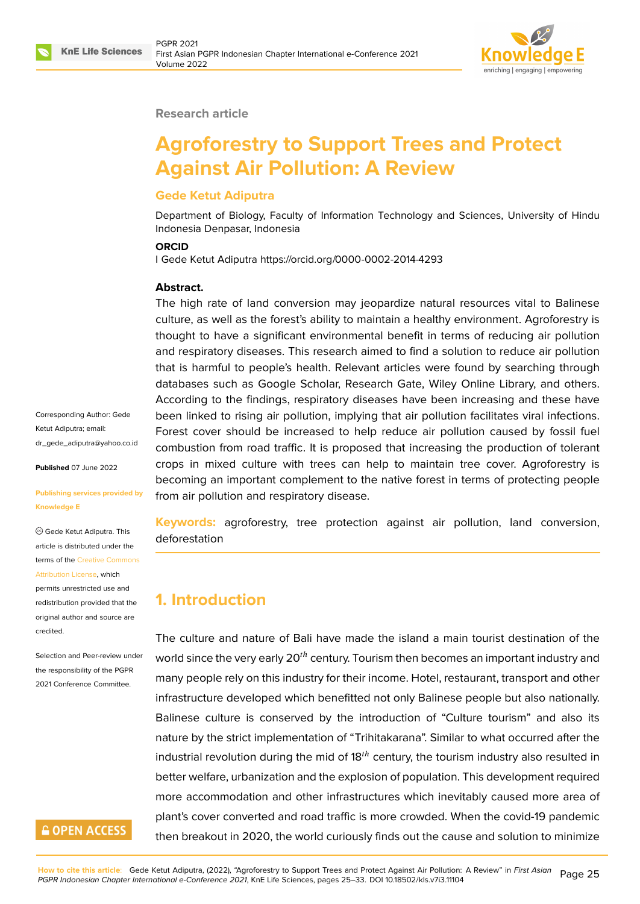Research article

# Agroforestry to Support Trees and Protect Against Air Pollution: A Review

**Gede Ketut Adiputra**

Department of Biology, Faculty of Information Technology and Sciences, University of Hindu Indonesia Denpasar, Indonesia

**ORCID**

I Gede Ketut Adiputra https://orcid.org/0000-0002-2014-4293

Corresponding Author: Gede Ketut Adiputra; email: dr_gede_adiputra@yahoo.co.id

**Published** 07 June 2022

**Publishing services provided by Knowledge E**

© Gede Ketut Adiputra. This article is distributed under the terms of the Creative Commons Attribution License, which permits unrestricted use and redistribution provided that the original author and source are credited.

Selection and Peer-review under the responsibility of the PGPR 2021 Conference Committee.

**Abstract.**

The high rate of land conversion may jeopardize natural resources vital to Balinese culture, as well as the forest's ability to maintain a healthy environment. Agroforestry is thought to have a significant environmental benefit in terms of reducing air pollution and respiratory diseases. This research aimed to find a solution to reduce air pollution that is harmful to people's health. Relevant articles were found by searching through databases such as Google Scholar, Research Gate, Wiley Online Library, and others. According to the findings, respiratory diseases have been increasing and these have been linked to rising air pollution, implying that air pollution facilitates viral infections. Forest cover should be increased to help reduce air pollution caused by fossil fuel combustion from road traffic. It is proposed that increasing the production of tolerant crops in mixed culture with trees can help to maintain tree cover. Agroforestry is becoming an important complement to the native forest in terms of protecting people from air pollution and respiratory disease.

**Keywords:** agroforestry, tree protection against air pollution, land conversion, deforestation

## 1. Introduction

The culture and nature of Bali have made the island a main tourist destination of the world since the very early 20$^{th}$ century. Tourism then becomes an important industry and many people rely on this industry for their income. Hotel, restaurant, transport and other infrastructure developed which benefitted not only Balinese people but also nationally. Balinese culture is conserved by the introduction of "Culture tourism" and also its nature by the strict implementation of "Trihitakarana". Similar to what occurred after the industrial revolution during the mid of 18$^{th}$ century, the tourism industry also resulted in better welfare, urbanization and the explosion of population. This development required more accommodation and other infrastructures which inevitably caused more area of plant's cover converted and road traffic is more crowded. When the covid-19 pandemic then breakout in 2020, the world curiously finds out the cause and solution to minimize

**How to cite this article**: Gede Ketut Adiputra, (2022), "Agroforestry to Support Trees and Protect Against Air Pollution: A Review" in *First Asian PGPR Indonesian Chapter International e-Conference 2021*, KnE Life Sciences, pages 25–33. DOI 10.18502/kls.v7i3.11104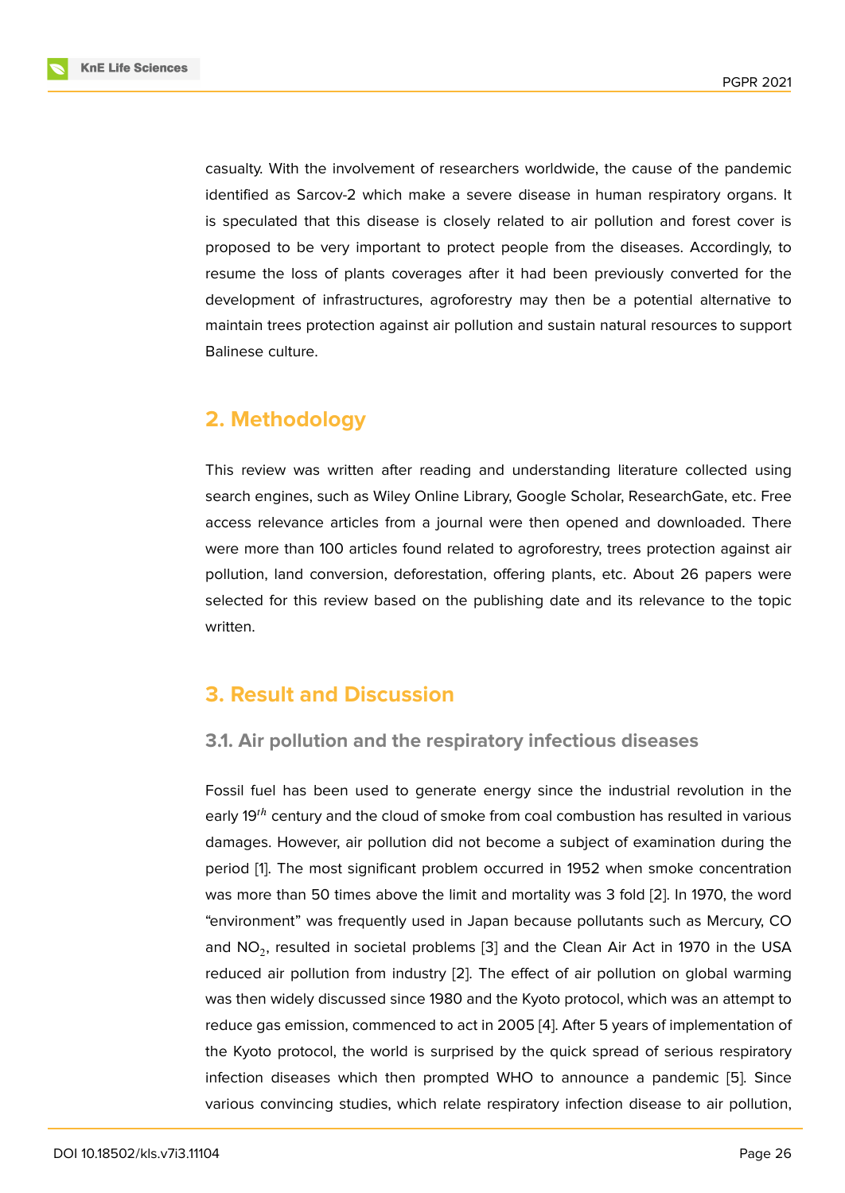casualty. With the involvement of researchers worldwide, the cause of the pandemic identified as Sarcov-2 which make a severe disease in human respiratory organs. It is speculated that this disease is closely related to air pollution and forest cover is proposed to be very important to protect people from the diseases. Accordingly, to resume the loss of plants coverages after it had been previously converted for the development of infrastructures, agroforestry may then be a potential alternative to maintain trees protection against air pollution and sustain natural resources to support Balinese culture.

## 2. Methodology

This review was written after reading and understanding literature collected using search engines, such as Wiley Online Library, Google Scholar, ResearchGate, etc. Free access relevance articles from a journal were then opened and downloaded. There were more than 100 articles found related to agroforestry, trees protection against air pollution, land conversion, deforestation, offering plants, etc. About 26 papers were selected for this review based on the publishing date and its relevance to the topic written.

## 3. Result and Discussion

### 3.1. Air pollution and the respiratory infectious diseases

Fossil fuel has been used to generate energy since the industrial revolution in the early 19$^{th}$ century and the cloud of smoke from coal combustion has resulted in various damages. However, air pollution did not become a subject of examination during the period [1]. The most significant problem occurred in 1952 when smoke concentration was more than 50 times above the limit and mortality was 3 fold [2]. In 1970, the word "environment" was frequently used in Japan because pollutants such as Mercury, CO and $NO_2$, resulted in societal problems [3] and the Clean Air Act in 1970 in the USA reduced air pollution from industry [2]. The effect of air pollution on global warming was then widely discussed since 1980 and the Kyoto protocol, which was an attempt to reduce gas emission, commenced to act in 2005 [4]. After 5 years of implementation of the Kyoto protocol, the world is surprised by the quick spread of serious respiratory infection diseases which then prompted WHO to announce a pandemic [5]. Since various convincing studies, which relate respiratory infection disease to air pollution,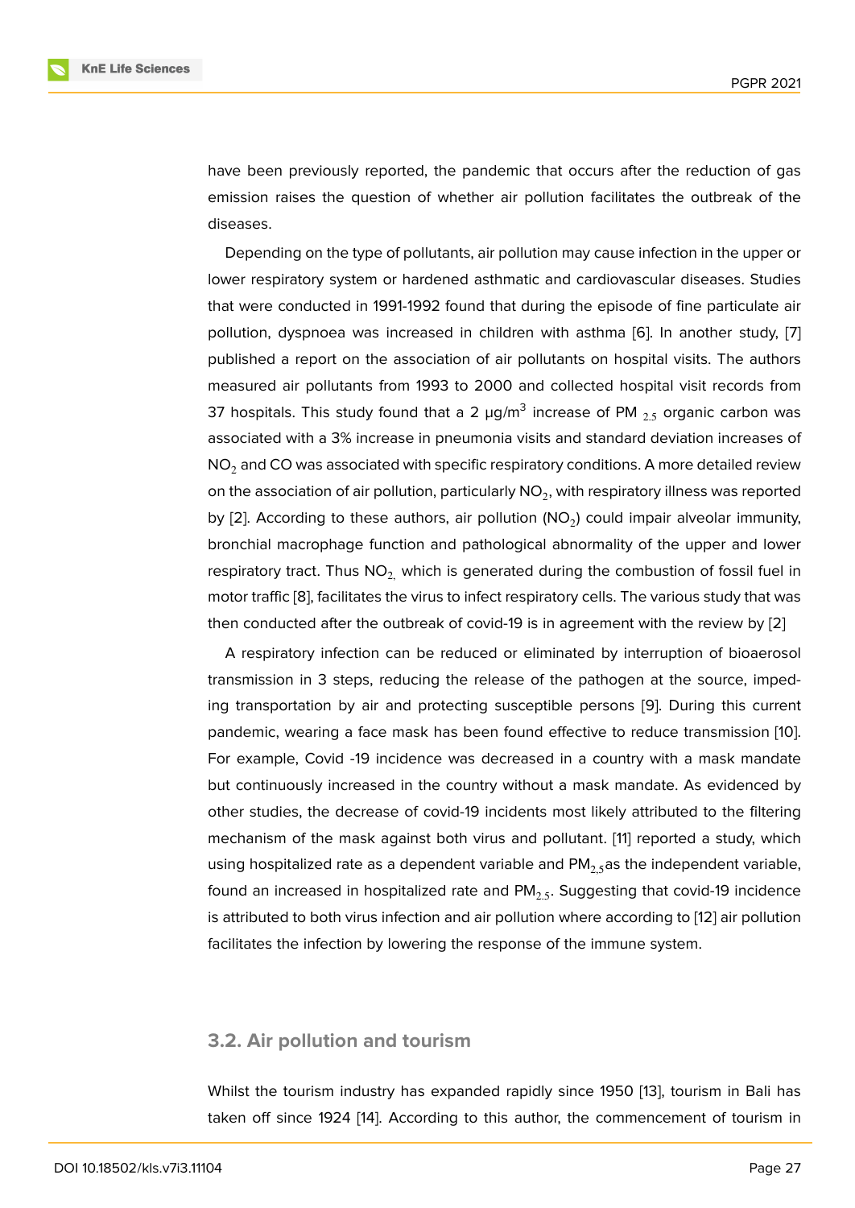have been previously reported, the pandemic that occurs after the reduction of gas emission raises the question of whether air pollution facilitates the outbreak of the diseases.

Depending on the type of pollutants, air pollution may cause infection in the upper or lower respiratory system or hardened asthmatic and cardiovascular diseases. Studies that were conducted in 1991-1992 found that during the episode of fine particulate air pollution, dyspnoea was increased in children with asthma [6]. In another study, [7] published a report on the association of air pollutants on hospital visits. The authors measured air pollutants from 1993 to 2000 and collected hospital visit records from 37 hospitals. This study found that a 2 μg/m$^3$ increase of PM $_{2.5}$ organic carbon was associated with a 3% increase in pneumonia visits and standard deviation increases of $NO_2$ and CO was associated with specific respiratory conditions. A more detailed review on the association of air pollution, particularly $NO_2$, with respiratory illness was reported by [2]. According to these authors, air pollution ($NO_2$) could impair alveolar immunity, bronchial macrophage function and pathological abnormality of the upper and lower respiratory tract. Thus $NO_{2,}$ which is generated during the combustion of fossil fuel in motor traffic [8], facilitates the virus to infect respiratory cells. The various study that was then conducted after the outbreak of covid-19 is in agreement with the review by [2]

A respiratory infection can be reduced or eliminated by interruption of bioaerosol transmission in 3 steps, reducing the release of the pathogen at the source, impeding transportation by air and protecting susceptible persons [9]. During this current pandemic, wearing a face mask has been found effective to reduce transmission [10]. For example, Covid -19 incidence was decreased in a country with a mask mandate but continuously increased in the country without a mask mandate. As evidenced by other studies, the decrease of covid-19 incidents most likely attributed to the filtering mechanism of the mask against both virus and pollutant. [11] reported a study, which using hospitalized rate as a dependent variable and $PM_{2,5}$as the independent variable, found an increased in hospitalized rate and $PM_{2.5}$. Suggesting that covid-19 incidence is attributed to both virus infection and air pollution where according to [12] air pollution facilitates the infection by lowering the response of the immune system.

### 3.2. Air pollution and tourism

Whilst the tourism industry has expanded rapidly since 1950 [13], tourism in Bali has taken off since 1924 [14]. According to this author, the commencement of tourism in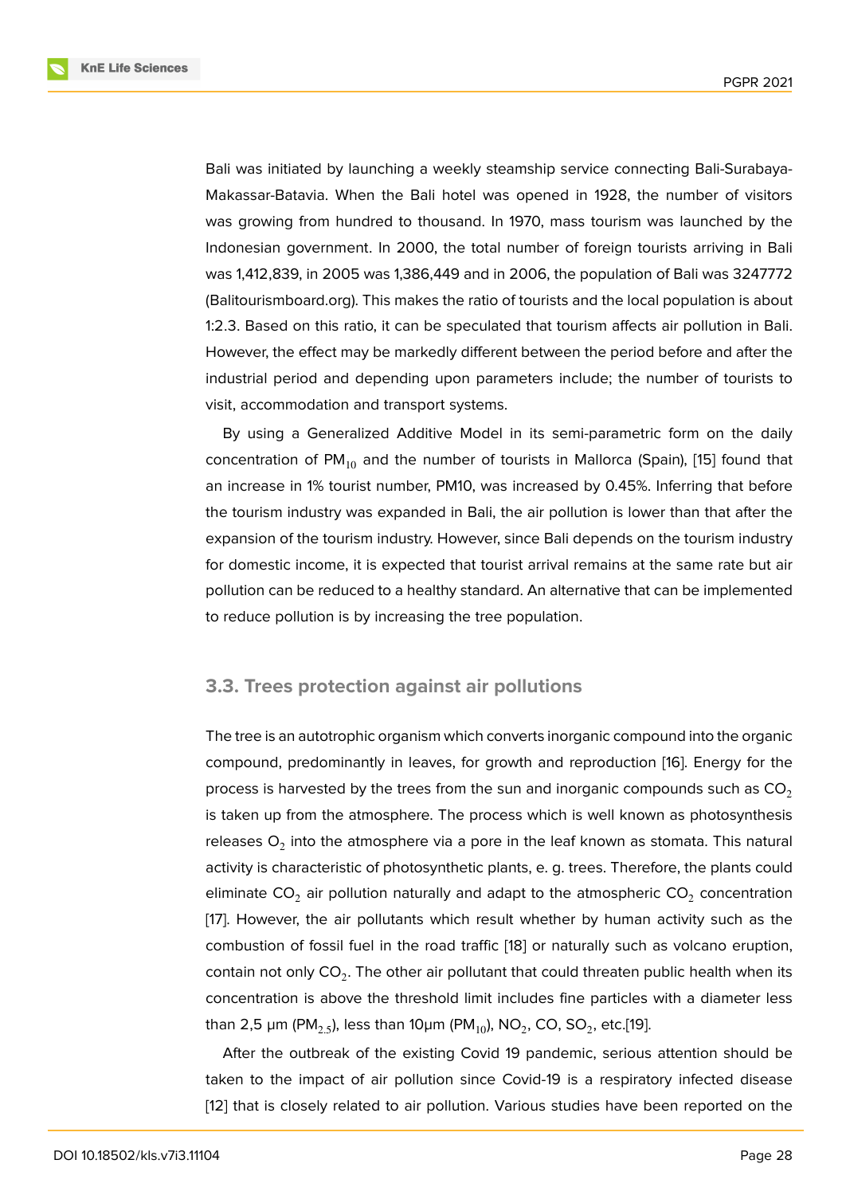Bali was initiated by launching a weekly steamship service connecting Bali-Surabaya-Makassar-Batavia. When the Bali hotel was opened in 1928, the number of visitors was growing from hundred to thousand. In 1970, mass tourism was launched by the Indonesian government. In 2000, the total number of foreign tourists arriving in Bali was 1,412,839, in 2005 was 1,386,449 and in 2006, the population of Bali was 3247772 (Balitourismboard.org). This makes the ratio of tourists and the local population is about 1:2.3. Based on this ratio, it can be speculated that tourism affects air pollution in Bali. However, the effect may be markedly different between the period before and after the industrial period and depending upon parameters include; the number of tourists to visit, accommodation and transport systems.

By using a Generalized Additive Model in its semi-parametric form on the daily concentration of $PM_{10}$ and the number of tourists in Mallorca (Spain), [15] found that an increase in 1% tourist number, PM10, was increased by 0.45%. Inferring that before the tourism industry was expanded in Bali, the air pollution is lower than that after the expansion of the tourism industry. However, since Bali depends on the tourism industry for domestic income, it is expected that tourist arrival remains at the same rate but air pollution can be reduced to a healthy standard. An alternative that can be implemented to reduce pollution is by increasing the tree population.

### 3.3. Trees protection against air pollutions

The tree is an autotrophic organism which converts inorganic compound into the organic compound, predominantly in leaves, for growth and reproduction [16]. Energy for the process is harvested by the trees from the sun and inorganic compounds such as $CO_2$ is taken up from the atmosphere. The process which is well known as photosynthesis releases $O_2$ into the atmosphere via a pore in the leaf known as stomata. This natural activity is characteristic of photosynthetic plants, e. g. trees. Therefore, the plants could eliminate $CO_2$ air pollution naturally and adapt to the atmospheric $CO_2$ concentration [17]. However, the air pollutants which result whether by human activity such as the combustion of fossil fuel in the road traffic [18] or naturally such as volcano eruption, contain not only $CO_2$. The other air pollutant that could threaten public health when its concentration is above the threshold limit includes fine particles with a diameter less than 2,5 µm ($PM_{2.5}$), less than 10µm ($PM_{10}$), $NO_2$, CO, $SO_2$, etc.[19].

After the outbreak of the existing Covid 19 pandemic, serious attention should be taken to the impact of air pollution since Covid-19 is a respiratory infected disease [12] that is closely related to air pollution. Various studies have been reported on the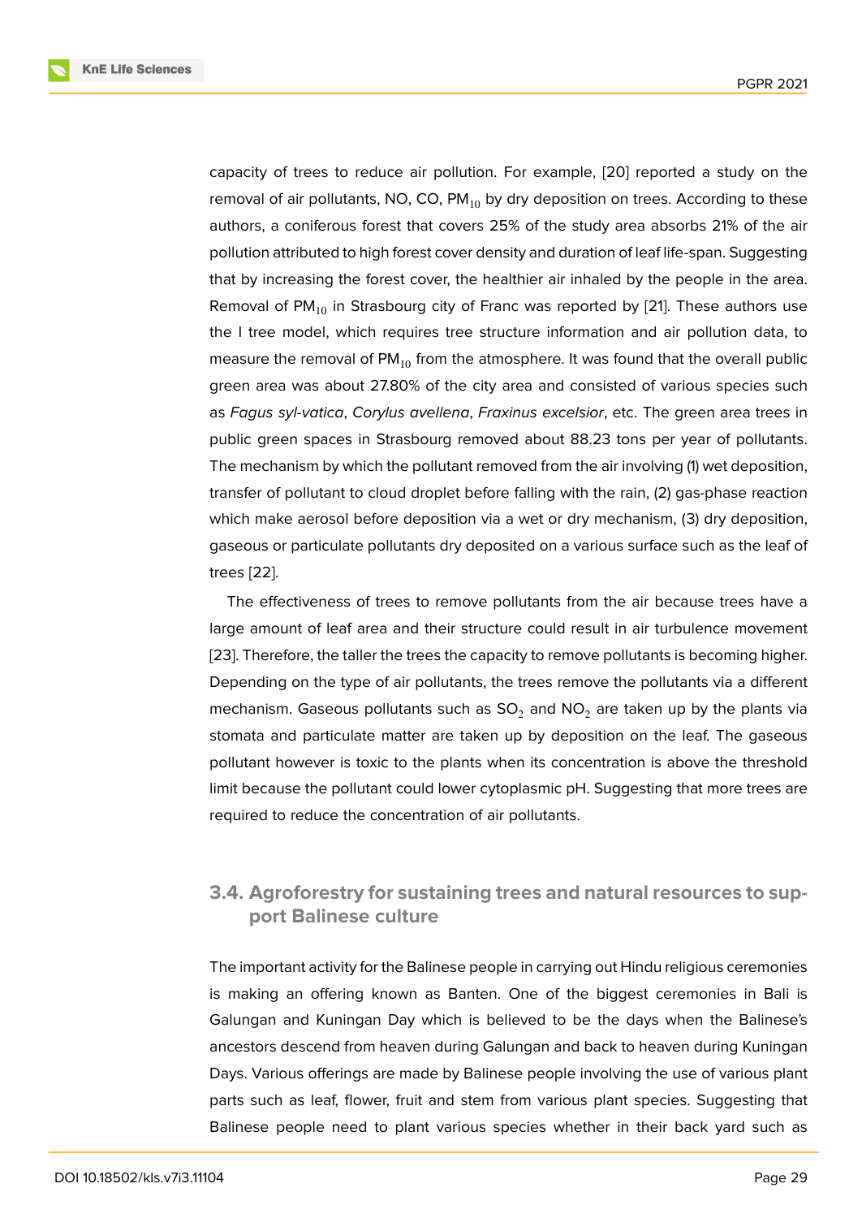capacity of trees to reduce air pollution. For example, [20] reported a study on the removal of air pollutants, NO, CO, $PM_{10}$ by dry deposition on trees. According to these authors, a coniferous forest that covers 25% of the study area absorbs 21% of the air pollution attributed to high forest cover density and duration of leaf life-span. Suggesting that by increasing the forest cover, the healthier air inhaled by the people in the area. Removal of $PM_{10}$ in Strasbourg city of Franc was reported by [21]. These authors use the I tree model, which requires tree structure information and air pollution data, to measure the removal of $PM_{10}$ from the atmosphere. It was found that the overall public green area was about 27.80% of the city area and consisted of various species such as *Fagus syl-vatica*, *Corylus avellena*, *Fraxinus excelsior*, etc. The green area trees in public green spaces in Strasbourg removed about 88.23 tons per year of pollutants. The mechanism by which the pollutant removed from the air involving (1) wet deposition, transfer of pollutant to cloud droplet before falling with the rain, (2) gas-phase reaction which make aerosol before deposition via a wet or dry mechanism, (3) dry deposition, gaseous or particulate pollutants dry deposited on a various surface such as the leaf of trees [22].

The effectiveness of trees to remove pollutants from the air because trees have a large amount of leaf area and their structure could result in air turbulence movement [23]. Therefore, the taller the trees the capacity to remove pollutants is becoming higher. Depending on the type of air pollutants, the trees remove the pollutants via a different mechanism. Gaseous pollutants such as $SO_2$ and $NO_2$ are taken up by the plants via stomata and particulate matter are taken up by deposition on the leaf. The gaseous pollutant however is toxic to the plants when its concentration is above the threshold limit because the pollutant could lower cytoplasmic pH. Suggesting that more trees are required to reduce the concentration of air pollutants.

### 3.4. Agroforestry for sustaining trees and natural resources to support Balinese culture

The important activity for the Balinese people in carrying out Hindu religious ceremonies is making an offering known as Banten. One of the biggest ceremonies in Bali is Galungan and Kuningan Day which is believed to be the days when the Balinese's ancestors descend from heaven during Galungan and back to heaven during Kuningan Days. Various offerings are made by Balinese people involving the use of various plant parts such as leaf, flower, fruit and stem from various plant species. Suggesting that Balinese people need to plant various species whether in their back yard such as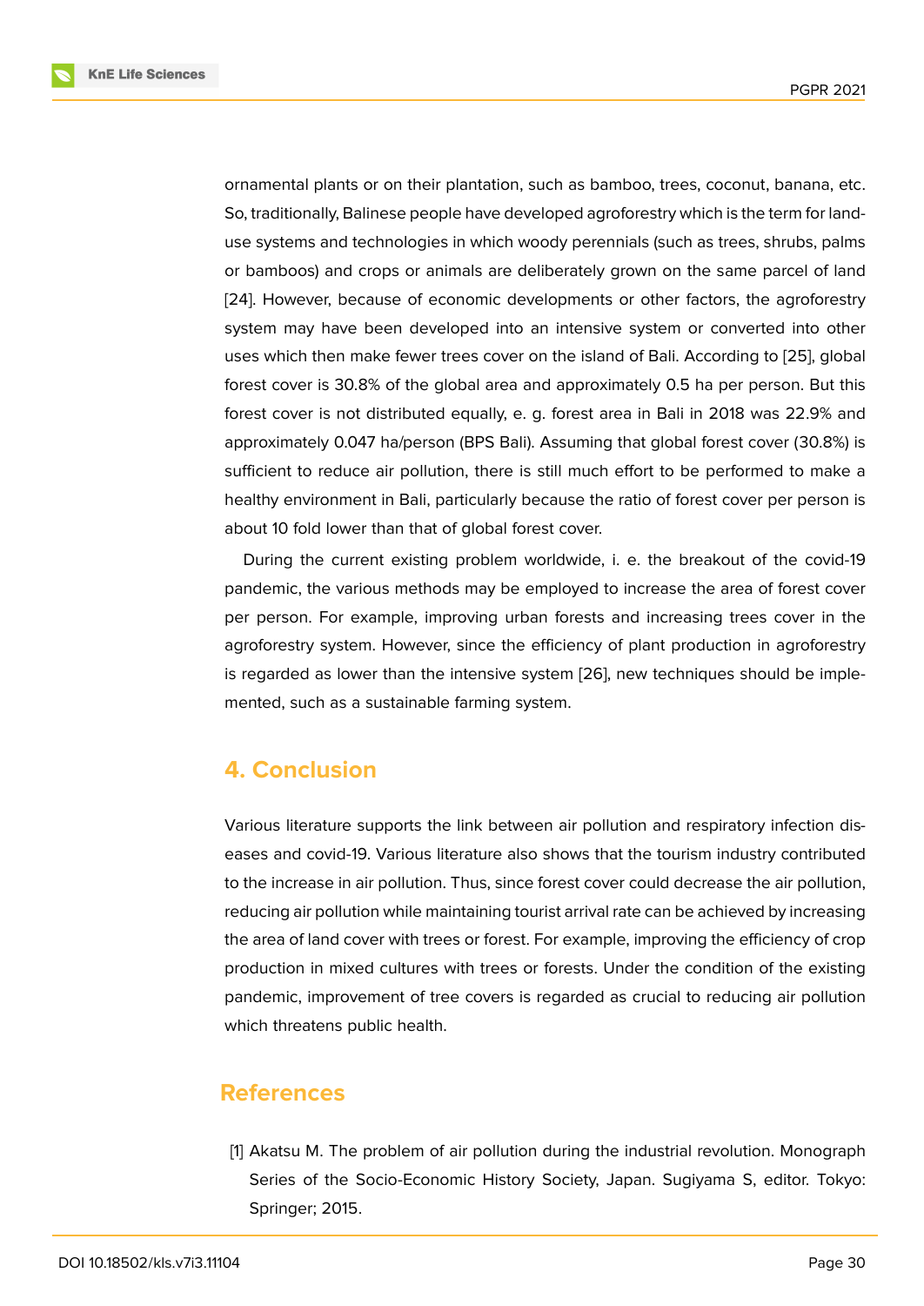ornamental plants or on their plantation, such as bamboo, trees, coconut, banana, etc. So, traditionally, Balinese people have developed agroforestry which is the term for land-use systems and technologies in which woody perennials (such as trees, shrubs, palms or bamboos) and crops or animals are deliberately grown on the same parcel of land [24]. However, because of economic developments or other factors, the agroforestry system may have been developed into an intensive system or converted into other uses which then make fewer trees cover on the island of Bali. According to [25], global forest cover is 30.8% of the global area and approximately 0.5 ha per person. But this forest cover is not distributed equally, e. g. forest area in Bali in 2018 was 22.9% and approximately 0.047 ha/person (BPS Bali). Assuming that global forest cover (30.8%) is sufficient to reduce air pollution, there is still much effort to be performed to make a healthy environment in Bali, particularly because the ratio of forest cover per person is about 10 fold lower than that of global forest cover.

During the current existing problem worldwide, i. e. the breakout of the covid-19 pandemic, the various methods may be employed to increase the area of forest cover per person. For example, improving urban forests and increasing trees cover in the agroforestry system. However, since the efficiency of plant production in agroforestry is regarded as lower than the intensive system [26], new techniques should be implemented, such as a sustainable farming system.

## 4. Conclusion

Various literature supports the link between air pollution and respiratory infection diseases and covid-19. Various literature also shows that the tourism industry contributed to the increase in air pollution. Thus, since forest cover could decrease the air pollution, reducing air pollution while maintaining tourist arrival rate can be achieved by increasing the area of land cover with trees or forest. For example, improving the efficiency of crop production in mixed cultures with trees or forests. Under the condition of the existing pandemic, improvement of tree covers is regarded as crucial to reducing air pollution which threatens public health.

## References

[1] Akatsu M. The problem of air pollution during the industrial revolution. Monograph Series of the Socio-Economic History Society, Japan. Sugiyama S, editor. Tokyo: Springer; 2015.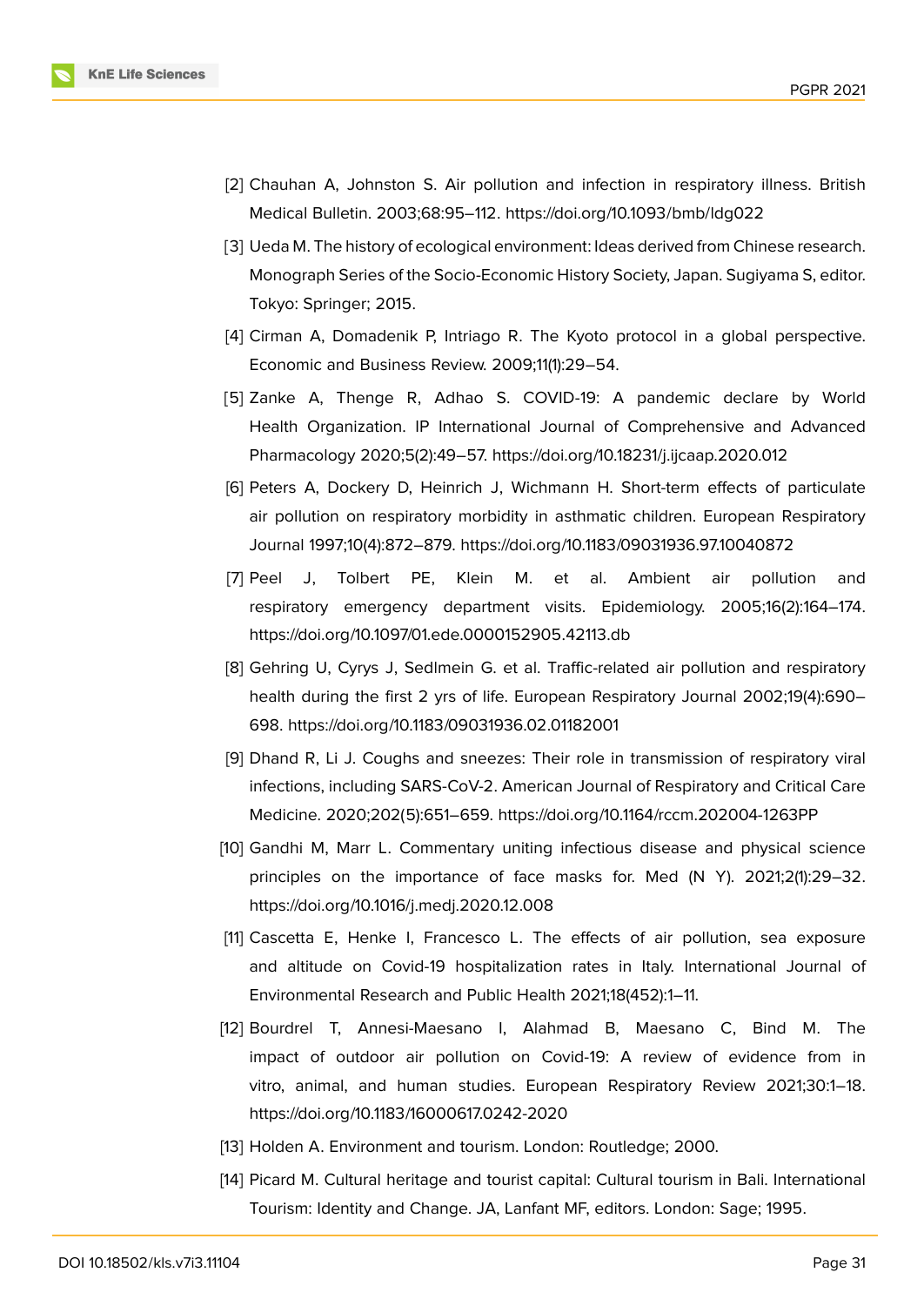[2] Chauhan A, Johnston S. Air pollution and infection in respiratory illness. British Medical Bulletin. 2003;68:95–112. https://doi.org/10.1093/bmb/ldg022

[3] Ueda M. The history of ecological environment: Ideas derived from Chinese research. Monograph Series of the Socio-Economic History Society, Japan. Sugiyama S, editor. Tokyo: Springer; 2015.

[4] Cirman A, Domadenik P, Intriago R. The Kyoto protocol in a global perspective. Economic and Business Review. 2009;11(1):29–54.

[5] Zanke A, Thenge R, Adhao S. COVID-19: A pandemic declare by World Health Organization. IP International Journal of Comprehensive and Advanced Pharmacology 2020;5(2):49–57. https://doi.org/10.18231/j.ijcaap.2020.012

[6] Peters A, Dockery D, Heinrich J, Wichmann H. Short-term effects of particulate air pollution on respiratory morbidity in asthmatic children. European Respiratory Journal 1997;10(4):872–879. https://doi.org/10.1183/09031936.97.10040872

[7] Peel J, Tolbert PE, Klein M. et al. Ambient air pollution and respiratory emergency department visits. Epidemiology. 2005;16(2):164–174. https://doi.org/10.1097/01.ede.0000152905.42113.db

[8] Gehring U, Cyrys J, Sedlmein G. et al. Traffic-related air pollution and respiratory health during the first 2 yrs of life. European Respiratory Journal 2002;19(4):690–698. https://doi.org/10.1183/09031936.02.01182001

[9] Dhand R, Li J. Coughs and sneezes: Their role in transmission of respiratory viral infections, including SARS-CoV-2. American Journal of Respiratory and Critical Care Medicine. 2020;202(5):651–659. https://doi.org/10.1164/rccm.202004-1263PP

[10] Gandhi M, Marr L. Commentary uniting infectious disease and physical science principles on the importance of face masks for. Med (N Y). 2021;2(1):29–32. https://doi.org/10.1016/j.medj.2020.12.008

[11] Cascetta E, Henke I, Francesco L. The effects of air pollution, sea exposure and altitude on Covid-19 hospitalization rates in Italy. International Journal of Environmental Research and Public Health 2021;18(452):1–11.

[12] Bourdrel T, Annesi-Maesano I, Alahmad B, Maesano C, Bind M. The impact of outdoor air pollution on Covid-19: A review of evidence from in vitro, animal, and human studies. European Respiratory Review 2021;30:1–18. https://doi.org/10.1183/16000617.0242-2020

[13] Holden A. Environment and tourism. London: Routledge; 2000.

[14] Picard M. Cultural heritage and tourist capital: Cultural tourism in Bali. International Tourism: Identity and Change. JA, Lanfant MF, editors. London: Sage; 1995.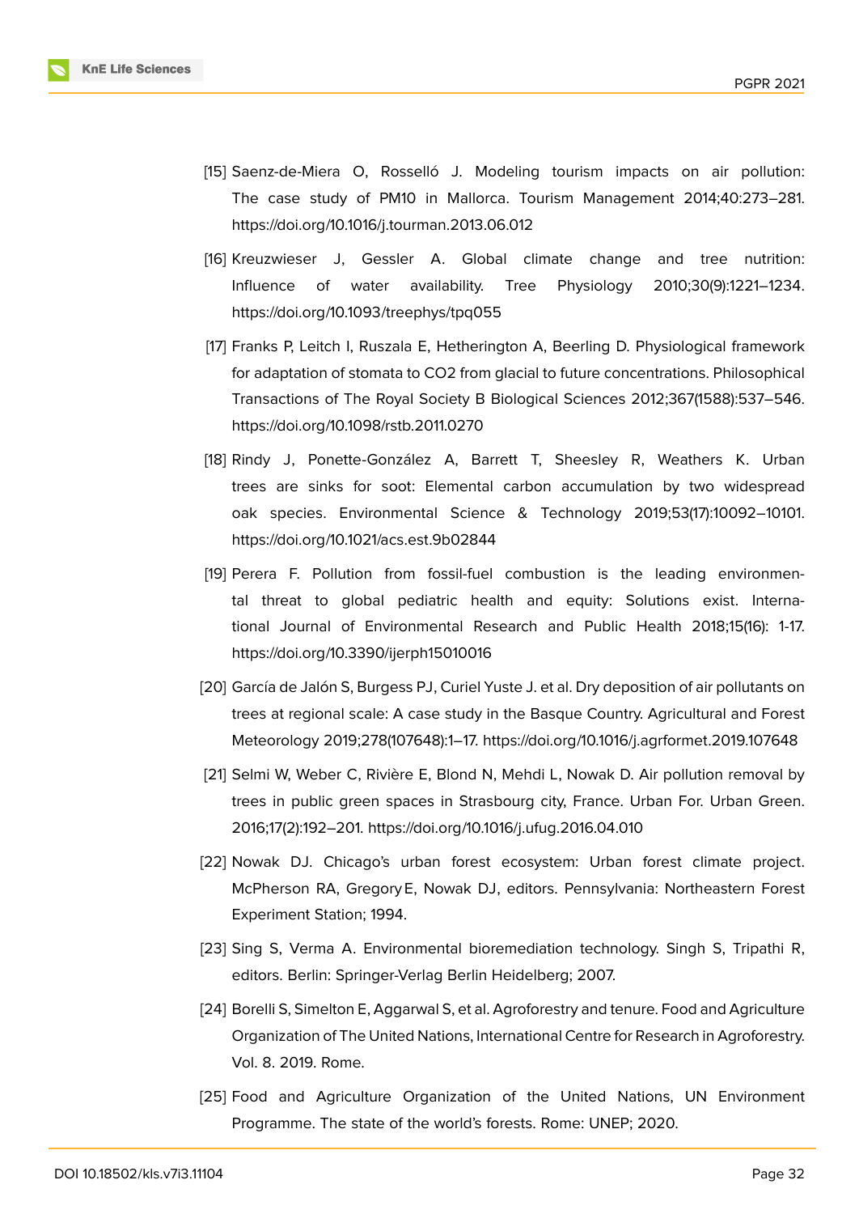[15] Saenz-de-Miera O, Rosselló J. Modeling tourism impacts on air pollution: The case study of PM10 in Mallorca. Tourism Management 2014;40:273–281. https://doi.org/10.1016/j.tourman.2013.06.012

[16] Kreuzwieser J, Gessler A. Global climate change and tree nutrition: Influence of water availability. Tree Physiology 2010;30(9):1221–1234. https://doi.org/10.1093/treephys/tpq055

[17] Franks P, Leitch I, Ruszala E, Hetherington A, Beerling D. Physiological framework for adaptation of stomata to CO2 from glacial to future concentrations. Philosophical Transactions of The Royal Society B Biological Sciences 2012;367(1588):537–546. https://doi.org/10.1098/rstb.2011.0270

[18] Rindy J, Ponette-González A, Barrett T, Sheesley R, Weathers K. Urban trees are sinks for soot: Elemental carbon accumulation by two widespread oak species. Environmental Science & Technology 2019;53(17):10092–10101. https://doi.org/10.1021/acs.est.9b02844

[19] Perera F. Pollution from fossil-fuel combustion is the leading environmental threat to global pediatric health and equity: Solutions exist. International Journal of Environmental Research and Public Health 2018;15(16): 1-17. https://doi.org/10.3390/ijerph15010016

[20] García de Jalón S, Burgess PJ, Curiel Yuste J. et al. Dry deposition of air pollutants on trees at regional scale: A case study in the Basque Country. Agricultural and Forest Meteorology 2019;278(107648):1–17. https://doi.org/10.1016/j.agrformet.2019.107648

[21] Selmi W, Weber C, Rivière E, Blond N, Mehdi L, Nowak D. Air pollution removal by trees in public green spaces in Strasbourg city, France. Urban For. Urban Green. 2016;17(2):192–201. https://doi.org/10.1016/j.ufug.2016.04.010

[22] Nowak DJ. Chicago's urban forest ecosystem: Urban forest climate project. McPherson RA, Gregory E, Nowak DJ, editors. Pennsylvania: Northeastern Forest Experiment Station; 1994.

[23] Sing S, Verma A. Environmental bioremediation technology. Singh S, Tripathi R, editors. Berlin: Springer-Verlag Berlin Heidelberg; 2007.

[24] Borelli S, Simelton E, Aggarwal S, et al. Agroforestry and tenure. Food and Agriculture Organization of The United Nations, International Centre for Research in Agroforestry. Vol. 8. 2019. Rome.

[25] Food and Agriculture Organization of the United Nations, UN Environment Programme. The state of the world's forests. Rome: UNEP; 2020.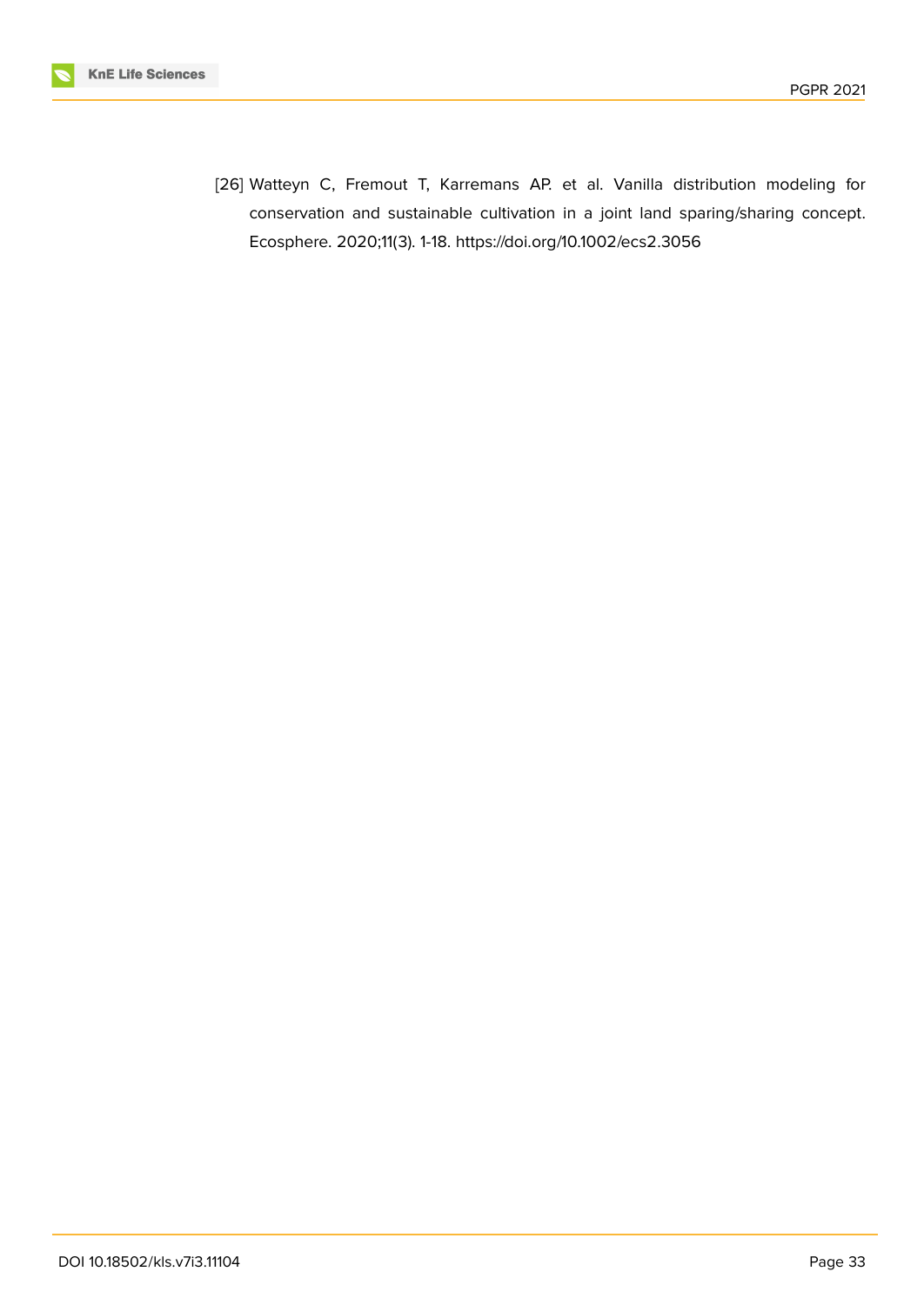[26] Watteyn C, Fremout T, Karremans AP. et al. Vanilla distribution modeling for conservation and sustainable cultivation in a joint land sparing/sharing concept. Ecosphere. 2020;11(3). 1-18. https://doi.org/10.1002/ecs2.3056